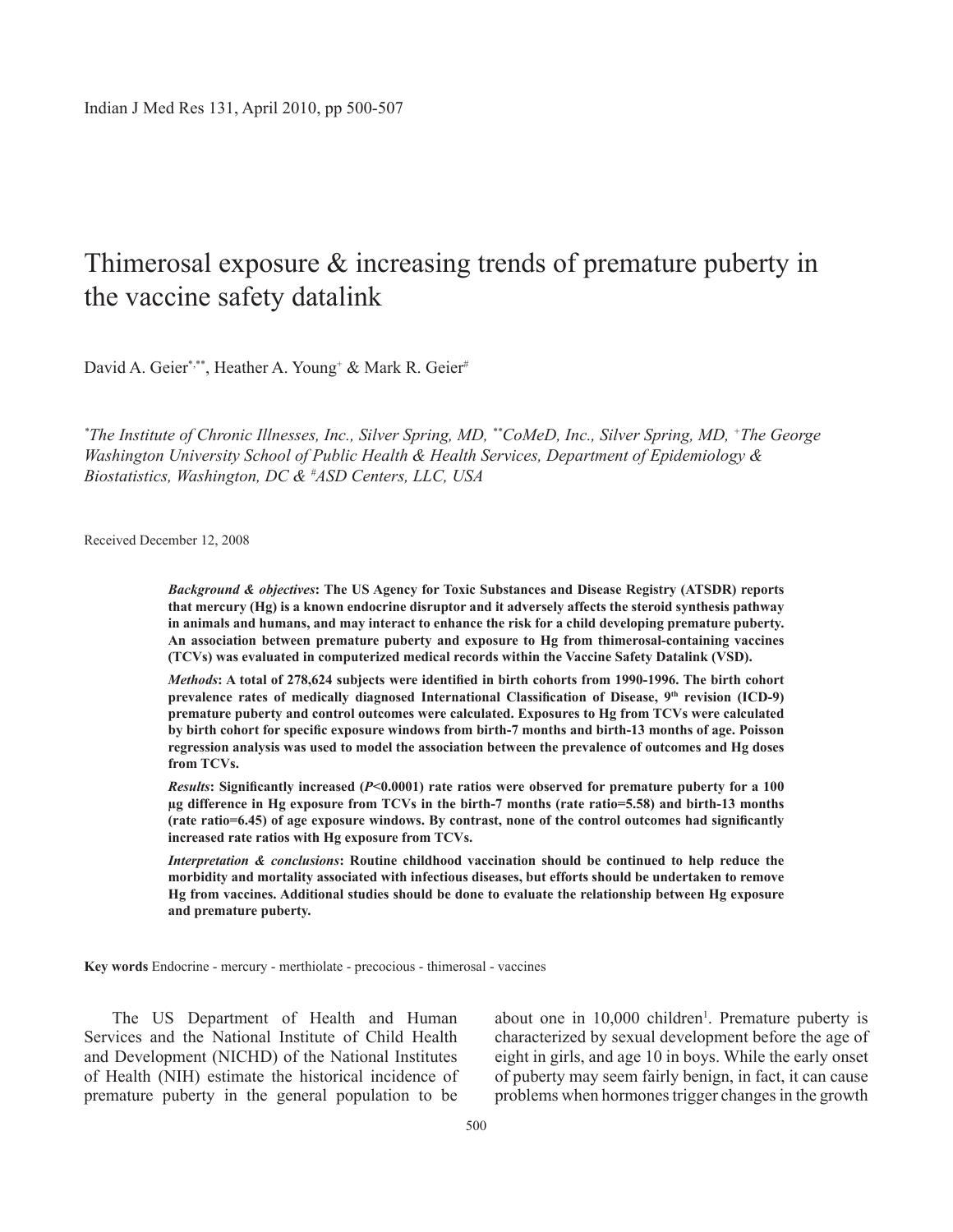# Thimerosal exposure & increasing trends of premature puberty in the vaccine safety datalink

David A. Geier[*,**], Heather A. Young[+] & Mark R. Geier[#]

[*]The Institute of Chronic Illnesses, Inc., Silver Spring, MD, [**]CoMeD, Inc., Silver Spring, MD, [+]The George Washington University School of Public Health & Health Services, Department of Epidemiology & Biostatistics, Washington, DC & [#]ASD Centers, LLC, USA

Received December 12, 2008

***Background & objectives*: The US Agency for Toxic Substances and Disease Registry (ATSDR) reports that mercury (Hg) is a known endocrine disruptor and it adversely affects the steroid synthesis pathway in animals and humans, and may interact to enhance the risk for a child developing premature puberty. An association between premature puberty and exposure to Hg from thimerosal-containing vaccines (TCVs) was evaluated in computerized medical records within the Vaccine Safety Datalink (VSD).**

***Methods*: A total of 278,624 subjects were identified in birth cohorts from 1990-1996. The birth cohort prevalence rates of medically diagnosed International Classification of Disease, 9th revision (ICD-9) premature puberty and control outcomes were calculated. Exposures to Hg from TCVs were calculated by birth cohort for specific exposure windows from birth-7 months and birth-13 months of age. Poisson regression analysis was used to model the association between the prevalence of outcomes and Hg doses from TCVs.**

***Results*: Significantly increased ($P$<0.0001) rate ratios were observed for premature puberty for a 100 µg difference in Hg exposure from TCVs in the birth-7 months (rate ratio=5.58) and birth-13 months (rate ratio=6.45) of age exposure windows. By contrast, none of the control outcomes had significantly increased rate ratios with Hg exposure from TCVs.**

***Interpretation & conclusions*: Routine childhood vaccination should be continued to help reduce the morbidity and mortality associated with infectious diseases, but efforts should be undertaken to remove Hg from vaccines. Additional studies should be done to evaluate the relationship between Hg exposure and premature puberty.**

**Key words** Endocrine - mercury - merthiolate - precocious - thimerosal - vaccines

The US Department of Health and Human Services and the National Institute of Child Health and Development (NICHD) of the National Institutes of Health (NIH) estimate the historical incidence of premature puberty in the general population to be about one in 10,000 children[1]. Premature puberty is characterized by sexual development before the age of eight in girls, and age 10 in boys. While the early onset of puberty may seem fairly benign, in fact, it can cause problems when hormones trigger changes in the growth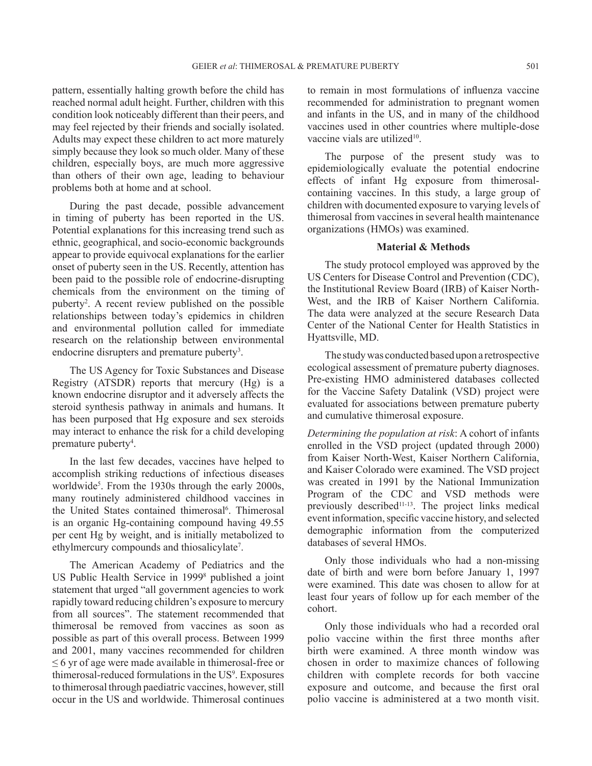pattern, essentially halting growth before the child has reached normal adult height. Further, children with this condition look noticeably different than their peers, and may feel rejected by their friends and socially isolated. Adults may expect these children to act more maturely simply because they look so much older. Many of these children, especially boys, are much more aggressive than others of their own age, leading to behaviour problems both at home and at school.

During the past decade, possible advancement in timing of puberty has been reported in the US. Potential explanations for this increasing trend such as ethnic, geographical, and socio-economic backgrounds appear to provide equivocal explanations for the earlier onset of puberty seen in the US. Recently, attention has been paid to the possible role of endocrine-disrupting chemicals from the environment on the timing of puberty[2]. A recent review published on the possible relationships between today's epidemics in children and environmental pollution called for immediate research on the relationship between environmental endocrine disrupters and premature puberty[3].

The US Agency for Toxic Substances and Disease Registry (ATSDR) reports that mercury (Hg) is a known endocrine disruptor and it adversely affects the steroid synthesis pathway in animals and humans. It has been purposed that Hg exposure and sex steroids may interact to enhance the risk for a child developing premature puberty[4].

In the last few decades, vaccines have helped to accomplish striking reductions of infectious diseases worldwide[5]. From the 1930s through the early 2000s, many routinely administered childhood vaccines in the United States contained thimerosal[6]. Thimerosal is an organic Hg-containing compound having 49.55 per cent Hg by weight, and is initially metabolized to ethylmercury compounds and thiosalicylate[7].

The American Academy of Pediatrics and the US Public Health Service in 1999[8] published a joint statement that urged "all government agencies to work rapidly toward reducing children's exposure to mercury from all sources". The statement recommended that thimerosal be removed from vaccines as soon as possible as part of this overall process. Between 1999 and 2001, many vaccines recommended for children ≤ 6 yr of age were made available in thimerosal-free or thimerosal-reduced formulations in the US[9]. Exposures to thimerosal through paediatric vaccines, however, still occur in the US and worldwide. Thimerosal continues to remain in most formulations of influenza vaccine recommended for administration to pregnant women and infants in the US, and in many of the childhood vaccines used in other countries where multiple-dose vaccine vials are utilized[10].

The purpose of the present study was to epidemiologically evaluate the potential endocrine effects of infant Hg exposure from thimerosal-containing vaccines. In this study, a large group of children with documented exposure to varying levels of thimerosal from vaccines in several health maintenance organizations (HMOs) was examined.

## Material & Methods

The study protocol employed was approved by the US Centers for Disease Control and Prevention (CDC), the Institutional Review Board (IRB) of Kaiser North-West, and the IRB of Kaiser Northern California. The data were analyzed at the secure Research Data Center of the National Center for Health Statistics in Hyattsville, MD.

The study was conducted based upon a retrospective ecological assessment of premature puberty diagnoses. Pre-existing HMO administered databases collected for the Vaccine Safety Datalink (VSD) project were evaluated for associations between premature puberty and cumulative thimerosal exposure.

*Determining the population at risk*: A cohort of infants enrolled in the VSD project (updated through 2000) from Kaiser North-West, Kaiser Northern California, and Kaiser Colorado were examined. The VSD project was created in 1991 by the National Immunization Program of the CDC and VSD methods were previously described[11-13]. The project links medical event information, specific vaccine history, and selected demographic information from the computerized databases of several HMOs.

Only those individuals who had a non-missing date of birth and were born before January 1, 1997 were examined. This date was chosen to allow for at least four years of follow up for each member of the cohort.

Only those individuals who had a recorded oral polio vaccine within the first three months after birth were examined. A three month window was chosen in order to maximize chances of following children with complete records for both vaccine exposure and outcome, and because the first oral polio vaccine is administered at a two month visit.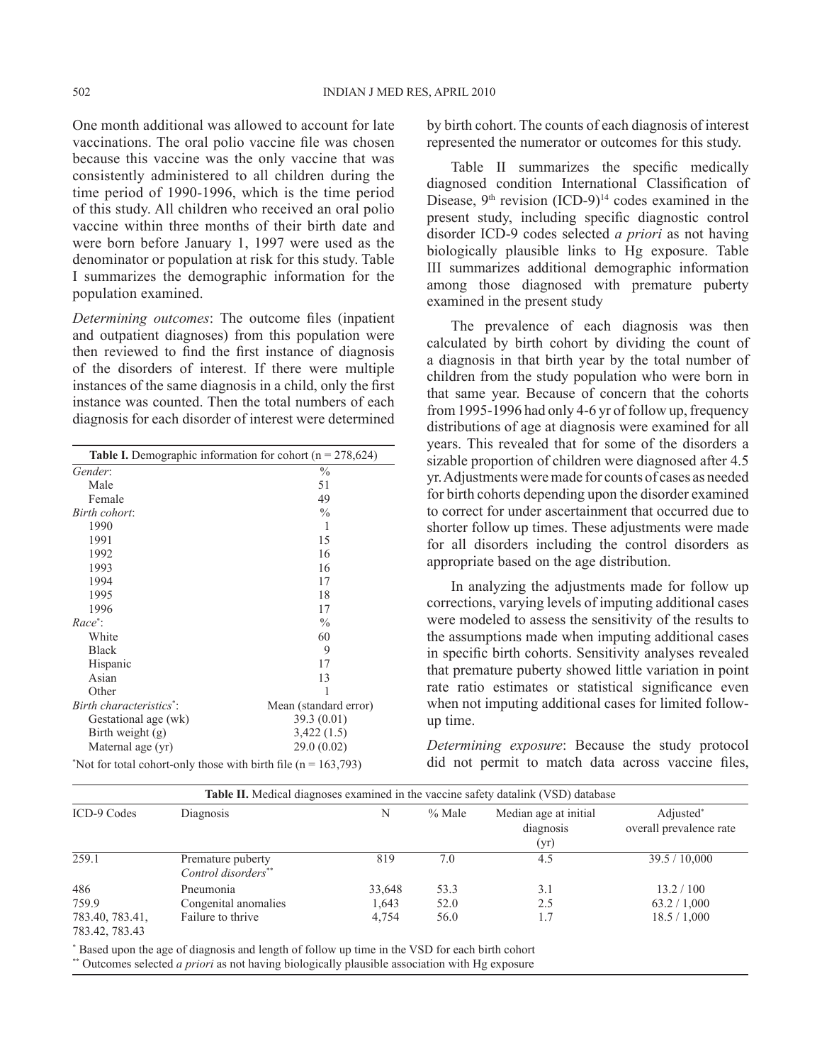One month additional was allowed to account for late vaccinations. The oral polio vaccine file was chosen because this vaccine was the only vaccine that was consistently administered to all children during the time period of 1990-1996, which is the time period of this study. All children who received an oral polio vaccine within three months of their birth date and were born before January 1, 1997 were used as the denominator or population at risk for this study. Table I summarizes the demographic information for the population examined.

*Determining outcomes*: The outcome files (inpatient and outpatient diagnoses) from this population were then reviewed to find the first instance of diagnosis of the disorders of interest. If there were multiple instances of the same diagnosis in a child, only the first instance was counted. Then the total numbers of each diagnosis for each disorder of interest were determined by birth cohort. The counts of each diagnosis of interest represented the numerator or outcomes for this study.

**Table I.** Demographic information for cohort (n = 278,624)

| | |
|---|---|
| *Gender*: | % |
| Male | 51 |
| Female | 49 |
| *Birth cohort*: | % |
| 1990 | 1 |
| 1991 | 15 |
| 1992 | 16 |
| 1993 | 16 |
| 1994 | 17 |
| 1995 | 18 |
| 1996 | 17 |
| *Race*\*: | % |
| White | 60 |
| Black | 9 |
| Hispanic | 17 |
| Asian | 13 |
| Other | 1 |
| *Birth characteristics*\*: | Mean (standard error) |
| Gestational age (wk) | 39.3 (0.01) |
| Birth weight (g) | 3,422 (1.5) |
| Maternal age (yr) | 29.0 (0.02) |

\*Not for total cohort-only those with birth file (n = 163,793)

Table II summarizes the specific medically diagnosed condition International Classification of Disease, 9[th] revision (ICD-9)[14] codes examined in the present study, including specific diagnostic control disorder ICD-9 codes selected *a priori* as not having biologically plausible links to Hg exposure. Table III summarizes additional demographic information among those diagnosed with premature puberty examined in the present study

The prevalence of each diagnosis was then calculated by birth cohort by dividing the count of a diagnosis in that birth year by the total number of children from the study population who were born in that same year. Because of concern that the cohorts from 1995-1996 had only 4-6 yr of follow up, frequency distributions of age at diagnosis were examined for all years. This revealed that for some of the disorders a sizable proportion of children were diagnosed after 4.5 yr. Adjustments were made for counts of cases as needed for birth cohorts depending upon the disorder examined to correct for under ascertainment that occurred due to shorter follow up times. These adjustments were made for all disorders including the control disorders as appropriate based on the age distribution.

In analyzing the adjustments made for follow up corrections, varying levels of imputing additional cases were modeled to assess the sensitivity of the results to the assumptions made when imputing additional cases in specific birth cohorts. Sensitivity analyses revealed that premature puberty showed little variation in point rate ratio estimates or statistical significance even when not imputing additional cases for limited follow-up time.

*Determining exposure*: Because the study protocol did not permit to match data across vaccine files,

**Table II.** Medical diagnoses examined in the vaccine safety datalink (VSD) database

| ICD-9 Codes | Diagnosis | N | % Male | Median age at initial diagnosis (yr) | Adjusted\* overall prevalence rate |
|---|---|---|---|---|---|
| 259.1 | Premature puberty | 819 | 7.0 | 4.5 | 39.5 / 10,000 |
| | *Control disorders*\*\* | | | | |
| 486 | Pneumonia | 33,648 | 53.3 | 3.1 | 13.2 / 100 |
| 759.9 | Congenital anomalies | 1,643 | 52.0 | 2.5 | 63.2 / 1,000 |
| 783.40, 783.41, 783.42, 783.43 | Failure to thrive | 4,754 | 56.0 | 1.7 | 18.5 / 1,000 |

\* Based upon the age of diagnosis and length of follow up time in the VSD for each birth cohort
\*\* Outcomes selected *a priori* as not having biologically plausible association with Hg exposure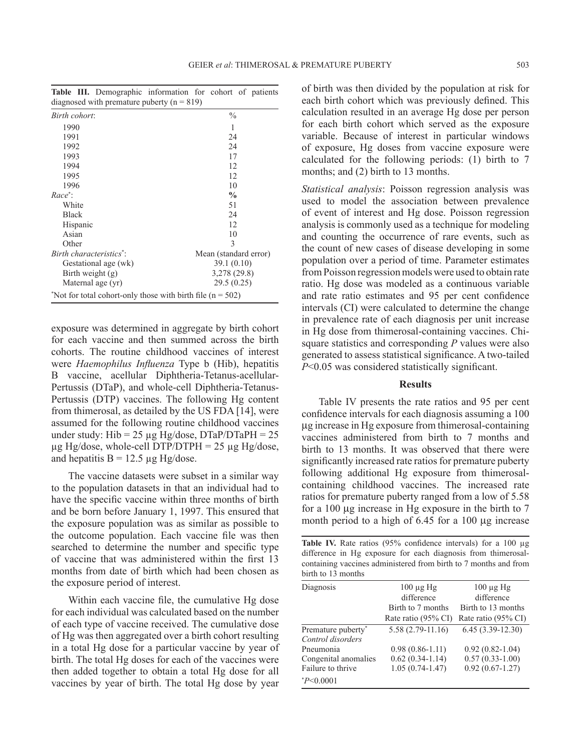**Table III.** Demographic information for cohort of patients diagnosed with premature puberty (n = 819)

| | |
|---|---|
| *Birth cohort*: | % |
| 1990 | 1 |
| 1991 | 24 |
| 1992 | 24 |
| 1993 | 17 |
| 1994 | 12 |
| 1995 | 12 |
| 1996 | 10 |
| *Race*[*]: | **%** |
| White | 51 |
| Black | 24 |
| Hispanic | 12 |
| Asian | 10 |
| Other | 3 |
| *Birth characteristics*[*]: | Mean (standard error) |
| Gestational age (wk) | 39.1 (0.10) |
| Birth weight (g) | 3,278 (29.8) |
| Maternal age (yr) | 29.5 (0.25) |

[*]Not for total cohort-only those with birth file (n = 502)

exposure was determined in aggregate by birth cohort for each vaccine and then summed across the birth cohorts. The routine childhood vaccines of interest were *Haemophilus Influenza* Type b (Hib), hepatitis B vaccine, acellular Diphtheria-Tetanus-acellular-Pertussis (DTaP), and whole-cell Diphtheria-Tetanus-Pertussis (DTP) vaccines. The following Hg content from thimerosal, as detailed by the US FDA [14], were assumed for the following routine childhood vaccines under study: Hib = 25 µg Hg/dose, DTaP/DTaPH = 25 µg Hg/dose, whole-cell DTP/DTPH = 25 µg Hg/dose, and hepatitis B = 12.5 µg Hg/dose.

The vaccine datasets were subset in a similar way to the population datasets in that an individual had to have the specific vaccine within three months of birth and be born before January 1, 1997. This ensured that the exposure population was as similar as possible to the outcome population. Each vaccine file was then searched to determine the number and specific type of vaccine that was administered within the first 13 months from date of birth which had been chosen as the exposure period of interest.

Within each vaccine file, the cumulative Hg dose for each individual was calculated based on the number of each type of vaccine received. The cumulative dose of Hg was then aggregated over a birth cohort resulting in a total Hg dose for a particular vaccine by year of birth. The total Hg doses for each of the vaccines were then added together to obtain a total Hg dose for all vaccines by year of birth. The total Hg dose by year of birth was then divided by the population at risk for each birth cohort which was previously defined. This calculation resulted in an average Hg dose per person for each birth cohort which served as the exposure variable. Because of interest in particular windows of exposure, Hg doses from vaccine exposure were calculated for the following periods: (1) birth to 7 months; and (2) birth to 13 months.

*Statistical analysis*: Poisson regression analysis was used to model the association between prevalence of event of interest and Hg dose. Poisson regression analysis is commonly used as a technique for modeling and counting the occurrence of rare events, such as the count of new cases of disease developing in some population over a period of time. Parameter estimates from Poisson regression models were used to obtain rate ratio. Hg dose was modeled as a continuous variable and rate ratio estimates and 95 per cent confidence intervals (CI) were calculated to determine the change in prevalence rate of each diagnosis per unit increase in Hg dose from thimerosal-containing vaccines. Chi-square statistics and corresponding *P* values were also generated to assess statistical significance. A two-tailed $P<0.05$ was considered statistically significant.

## Results

Table IV presents the rate ratios and 95 per cent confidence intervals for each diagnosis assuming a 100 µg increase in Hg exposure from thimerosal-containing vaccines administered from birth to 7 months and birth to 13 months. It was observed that there were significantly increased rate ratios for premature puberty following additional Hg exposure from thimerosal-containing childhood vaccines. The increased rate ratios for premature puberty ranged from a low of 5.58 for a 100 µg increase in Hg exposure in the birth to 7 month period to a high of 6.45 for a 100 µg increase

**Table IV.** Rate ratios (95% confidence intervals) for a 100 µg difference in Hg exposure for each diagnosis from thimerosal-containing vaccines administered from birth to 7 months and from birth to 13 months

| Diagnosis | 100 µg Hg difference Birth to 7 months Rate ratio (95% CI) | 100 µg Hg difference Birth to 13 months Rate ratio (95% CI) |
|---|---|---|
| Premature puberty[*] | 5.58 (2.79-11.16) | 6.45 (3.39-12.30) |
| *Control disorders* | | |
| Pneumonia | 0.98 (0.86-1.11) | 0.92 (0.82-1.04) |
| Congenital anomalies | 0.62 (0.34-1.14) | 0.57 (0.33-1.00) |
| Failure to thrive | 1.05 (0.74-1.47) | 0.92 (0.67-1.27) |

[*]$P<0.0001$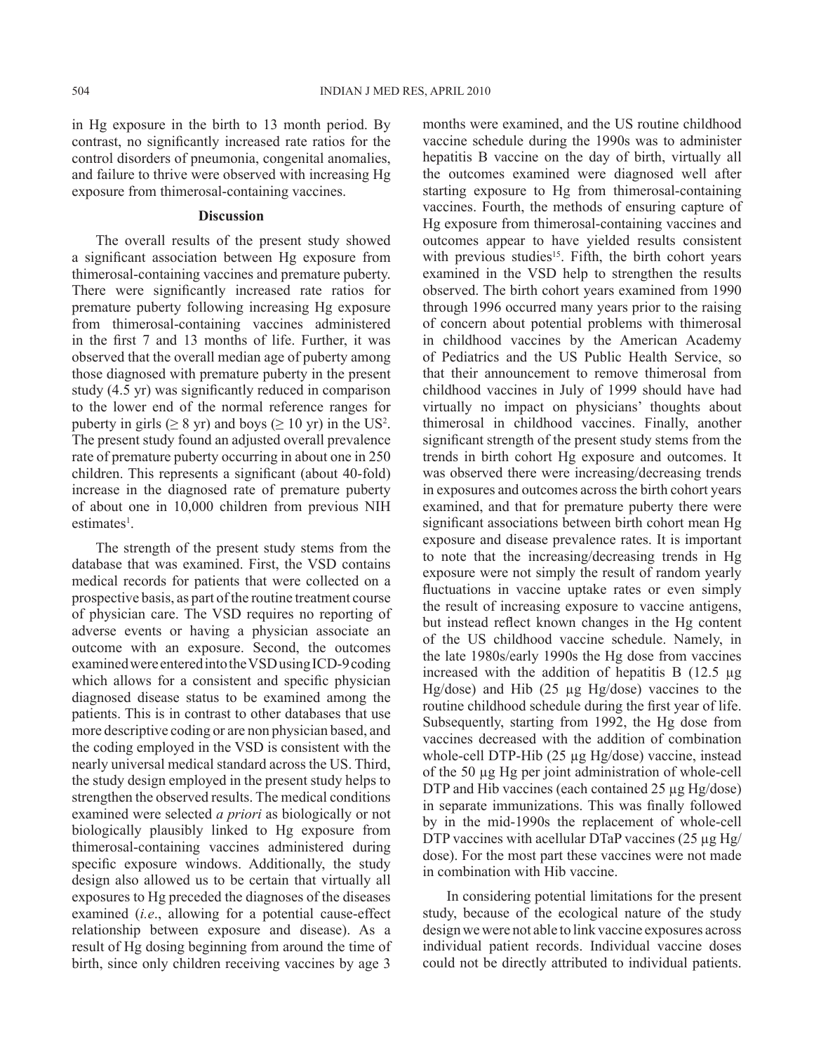in Hg exposure in the birth to 13 month period. By contrast, no significantly increased rate ratios for the control disorders of pneumonia, congenital anomalies, and failure to thrive were observed with increasing Hg exposure from thimerosal-containing vaccines.

## Discussion

The overall results of the present study showed a significant association between Hg exposure from thimerosal-containing vaccines and premature puberty. There were significantly increased rate ratios for premature puberty following increasing Hg exposure from thimerosal-containing vaccines administered in the first 7 and 13 months of life. Further, it was observed that the overall median age of puberty among those diagnosed with premature puberty in the present study (4.5 yr) was significantly reduced in comparison to the lower end of the normal reference ranges for puberty in girls (≥ 8 yr) and boys (≥ 10 yr) in the US[2]. The present study found an adjusted overall prevalence rate of premature puberty occurring in about one in 250 children. This represents a significant (about 40-fold) increase in the diagnosed rate of premature puberty of about one in 10,000 children from previous NIH estimates[1].

The strength of the present study stems from the database that was examined. First, the VSD contains medical records for patients that were collected on a prospective basis, as part of the routine treatment course of physician care. The VSD requires no reporting of adverse events or having a physician associate an outcome with an exposure. Second, the outcomes examined were entered into the VSD using ICD-9 coding which allows for a consistent and specific physician diagnosed disease status to be examined among the patients. This is in contrast to other databases that use more descriptive coding or are non physician based, and the coding employed in the VSD is consistent with the nearly universal medical standard across the US. Third, the study design employed in the present study helps to strengthen the observed results. The medical conditions examined were selected *a priori* as biologically or not biologically plausibly linked to Hg exposure from thimerosal-containing vaccines administered during specific exposure windows. Additionally, the study design also allowed us to be certain that virtually all exposures to Hg preceded the diagnoses of the diseases examined (*i.e*., allowing for a potential cause-effect relationship between exposure and disease). As a result of Hg dosing beginning from around the time of birth, since only children receiving vaccines by age 3 months were examined, and the US routine childhood vaccine schedule during the 1990s was to administer hepatitis B vaccine on the day of birth, virtually all the outcomes examined were diagnosed well after starting exposure to Hg from thimerosal-containing vaccines. Fourth, the methods of ensuring capture of Hg exposure from thimerosal-containing vaccines and outcomes appear to have yielded results consistent with previous studies[15]. Fifth, the birth cohort years examined in the VSD help to strengthen the results observed. The birth cohort years examined from 1990 through 1996 occurred many years prior to the raising of concern about potential problems with thimerosal in childhood vaccines by the American Academy of Pediatrics and the US Public Health Service, so that their announcement to remove thimerosal from childhood vaccines in July of 1999 should have had virtually no impact on physicians' thoughts about thimerosal in childhood vaccines. Finally, another significant strength of the present study stems from the trends in birth cohort Hg exposure and outcomes. It was observed there were increasing/decreasing trends in exposures and outcomes across the birth cohort years examined, and that for premature puberty there were significant associations between birth cohort mean Hg exposure and disease prevalence rates. It is important to note that the increasing/decreasing trends in Hg exposure were not simply the result of random yearly fluctuations in vaccine uptake rates or even simply the result of increasing exposure to vaccine antigens, but instead reflect known changes in the Hg content of the US childhood vaccine schedule. Namely, in the late 1980s/early 1990s the Hg dose from vaccines increased with the addition of hepatitis B (12.5 µg Hg/dose) and Hib (25 µg Hg/dose) vaccines to the routine childhood schedule during the first year of life. Subsequently, starting from 1992, the Hg dose from vaccines decreased with the addition of combination whole-cell DTP-Hib (25 µg Hg/dose) vaccine, instead of the 50 µg Hg per joint administration of whole-cell DTP and Hib vaccines (each contained 25 µg Hg/dose) in separate immunizations. This was finally followed by in the mid-1990s the replacement of whole-cell DTP vaccines with acellular DTaP vaccines (25 µg Hg/dose). For the most part these vaccines were not made in combination with Hib vaccine.

In considering potential limitations for the present study, because of the ecological nature of the study design we were not able to link vaccine exposures across individual patient records. Individual vaccine doses could not be directly attributed to individual patients.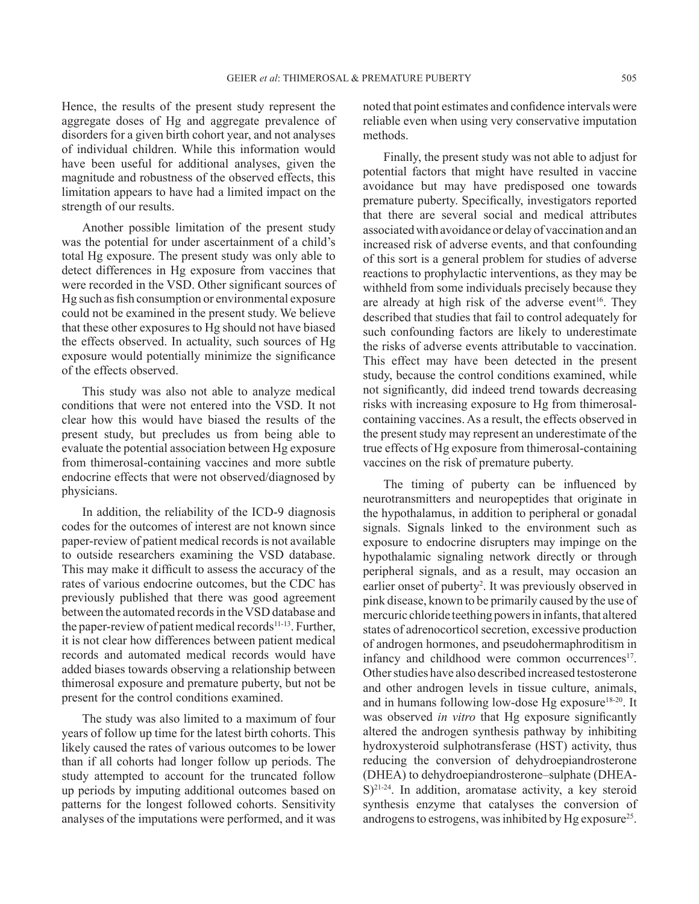Hence, the results of the present study represent the aggregate doses of Hg and aggregate prevalence of disorders for a given birth cohort year, and not analyses of individual children. While this information would have been useful for additional analyses, given the magnitude and robustness of the observed effects, this limitation appears to have had a limited impact on the strength of our results.

Another possible limitation of the present study was the potential for under ascertainment of a child's total Hg exposure. The present study was only able to detect differences in Hg exposure from vaccines that were recorded in the VSD. Other significant sources of Hg such as fish consumption or environmental exposure could not be examined in the present study. We believe that these other exposures to Hg should not have biased the effects observed. In actuality, such sources of Hg exposure would potentially minimize the significance of the effects observed.

This study was also not able to analyze medical conditions that were not entered into the VSD. It not clear how this would have biased the results of the present study, but precludes us from being able to evaluate the potential association between Hg exposure from thimerosal-containing vaccines and more subtle endocrine effects that were not observed/diagnosed by physicians.

In addition, the reliability of the ICD-9 diagnosis codes for the outcomes of interest are not known since paper-review of patient medical records is not available to outside researchers examining the VSD database. This may make it difficult to assess the accuracy of the rates of various endocrine outcomes, but the CDC has previously published that there was good agreement between the automated records in the VSD database and the paper-review of patient medical records[11-13]. Further, it is not clear how differences between patient medical records and automated medical records would have added biases towards observing a relationship between thimerosal exposure and premature puberty, but not be present for the control conditions examined.

The study was also limited to a maximum of four years of follow up time for the latest birth cohorts. This likely caused the rates of various outcomes to be lower than if all cohorts had longer follow up periods. The study attempted to account for the truncated follow up periods by imputing additional outcomes based on patterns for the longest followed cohorts. Sensitivity analyses of the imputations were performed, and it was noted that point estimates and confidence intervals were reliable even when using very conservative imputation methods.

Finally, the present study was not able to adjust for potential factors that might have resulted in vaccine avoidance but may have predisposed one towards premature puberty. Specifically, investigators reported that there are several social and medical attributes associated with avoidance or delay of vaccination and an increased risk of adverse events, and that confounding of this sort is a general problem for studies of adverse reactions to prophylactic interventions, as they may be withheld from some individuals precisely because they are already at high risk of the adverse event[16]. They described that studies that fail to control adequately for such confounding factors are likely to underestimate the risks of adverse events attributable to vaccination. This effect may have been detected in the present study, because the control conditions examined, while not significantly, did indeed trend towards decreasing risks with increasing exposure to Hg from thimerosal-containing vaccines. As a result, the effects observed in the present study may represent an underestimate of the true effects of Hg exposure from thimerosal-containing vaccines on the risk of premature puberty.

The timing of puberty can be influenced by neurotransmitters and neuropeptides that originate in the hypothalamus, in addition to peripheral or gonadal signals. Signals linked to the environment such as exposure to endocrine disrupters may impinge on the hypothalamic signaling network directly or through peripheral signals, and as a result, may occasion an earlier onset of puberty[2]. It was previously observed in pink disease, known to be primarily caused by the use of mercuric chloride teething powers in infants, that altered states of adrenocorticol secretion, excessive production of androgen hormones, and pseudohermaphroditism in infancy and childhood were common occurrences[17]. Other studies have also described increased testosterone and other androgen levels in tissue culture, animals, and in humans following low-dose Hg exposure[18-20]. It was observed *in vitro* that Hg exposure significantly altered the androgen synthesis pathway by inhibiting hydroxysteroid sulphotransferase (HST) activity, thus reducing the conversion of dehydroepiandrosterone (DHEA) to dehydroepiandrosterone–sulphate (DHEA-S)[21-24]. In addition, aromatase activity, a key steroid synthesis enzyme that catalyses the conversion of androgens to estrogens, was inhibited by Hg exposure[25].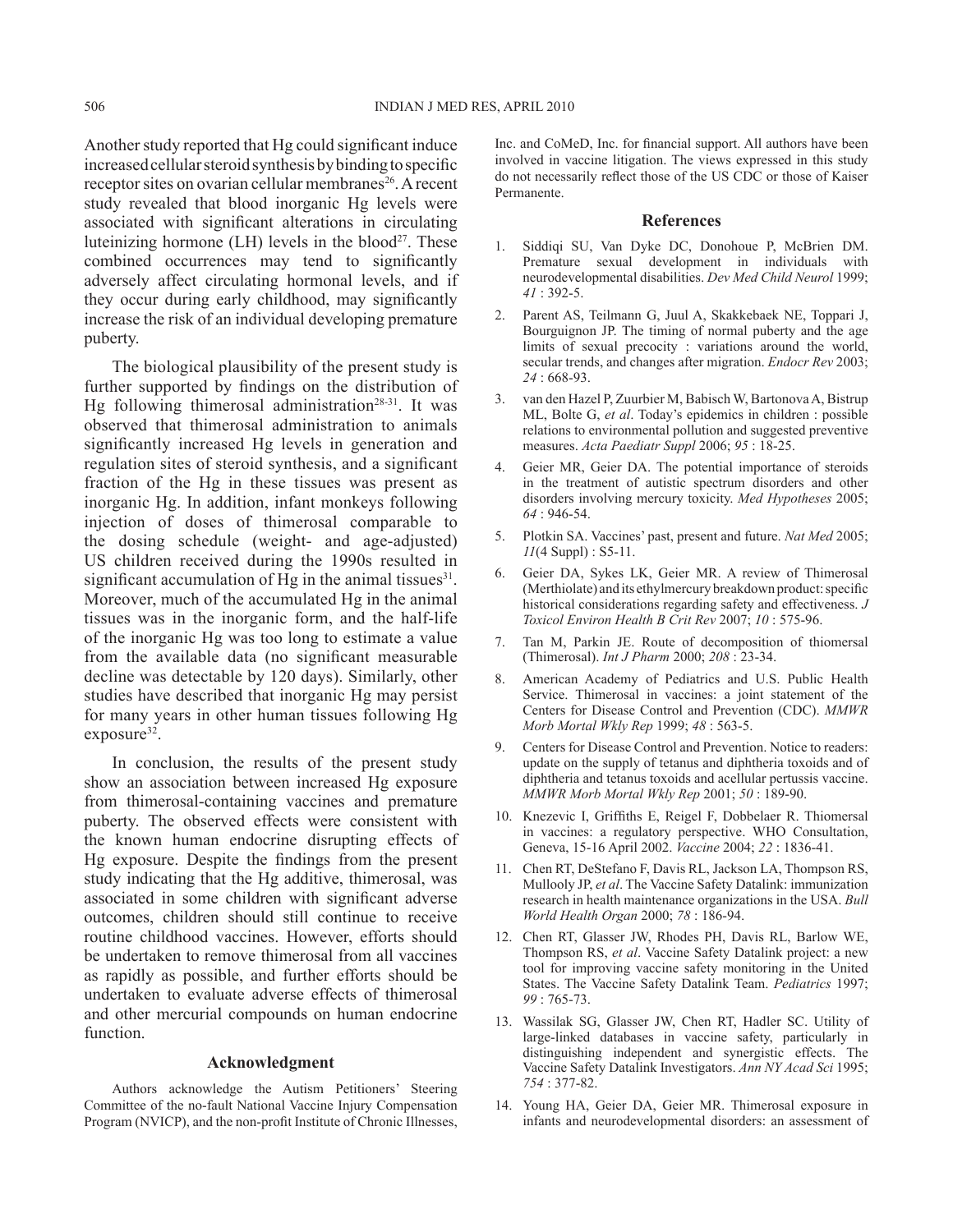Another study reported that Hg could significant induce increased cellular steroid synthesis by binding to specific receptor sites on ovarian cellular membranes[26]. A recent study revealed that blood inorganic Hg levels were associated with significant alterations in circulating luteinizing hormone (LH) levels in the blood[27]. These combined occurrences may tend to significantly adversely affect circulating hormonal levels, and if they occur during early childhood, may significantly increase the risk of an individual developing premature puberty.

The biological plausibility of the present study is further supported by findings on the distribution of Hg following thimerosal administration[28-31]. It was observed that thimerosal administration to animals significantly increased Hg levels in generation and regulation sites of steroid synthesis, and a significant fraction of the Hg in these tissues was present as inorganic Hg. In addition, infant monkeys following injection of doses of thimerosal comparable to the dosing schedule (weight- and age-adjusted) US children received during the 1990s resulted in significant accumulation of Hg in the animal tissues[31]. Moreover, much of the accumulated Hg in the animal tissues was in the inorganic form, and the half-life of the inorganic Hg was too long to estimate a value from the available data (no significant measurable decline was detectable by 120 days). Similarly, other studies have described that inorganic Hg may persist for many years in other human tissues following Hg exposure[32].

In conclusion, the results of the present study show an association between increased Hg exposure from thimerosal-containing vaccines and premature puberty. The observed effects were consistent with the known human endocrine disrupting effects of Hg exposure. Despite the findings from the present study indicating that the Hg additive, thimerosal, was associated in some children with significant adverse outcomes, children should still continue to receive routine childhood vaccines. However, efforts should be undertaken to remove thimerosal from all vaccines as rapidly as possible, and further efforts should be undertaken to evaluate adverse effects of thimerosal and other mercurial compounds on human endocrine function.

## Acknowledgment

Authors acknowledge the Autism Petitioners' Steering Committee of the no-fault National Vaccine Injury Compensation Program (NVICP), and the non-profit Institute of Chronic Illnesses, Inc. and CoMeD, Inc. for financial support. All authors have been involved in vaccine litigation. The views expressed in this study do not necessarily reflect those of the US CDC or those of Kaiser Permanente.

## References

1. Siddiqi SU, Van Dyke DC, Donohoue P, McBrien DM. Premature sexual development in individuals with neurodevelopmental disabilities. *Dev Med Child Neurol* 1999; *41* : 392-5.
2. Parent AS, Teilmann G, Juul A, Skakkebaek NE, Toppari J, Bourguignon JP. The timing of normal puberty and the age limits of sexual precocity : variations around the world, secular trends, and changes after migration. *Endocr Rev* 2003; *24* : 668-93.
3. van den Hazel P, Zuurbier M, Babisch W, Bartonova A, Bistrup ML, Bolte G, *et al*. Today's epidemics in children : possible relations to environmental pollution and suggested preventive measures. *Acta Paediatr Suppl* 2006; *95* : 18-25.
4. Geier MR, Geier DA. The potential importance of steroids in the treatment of autistic spectrum disorders and other disorders involving mercury toxicity. *Med Hypotheses* 2005; *64* : 946-54.
5. Plotkin SA. Vaccines' past, present and future. *Nat Med* 2005; *11*(4 Suppl) : S5-11.
6. Geier DA, Sykes LK, Geier MR. A review of Thimerosal (Merthiolate) and its ethylmercury breakdown product: specific historical considerations regarding safety and effectiveness. *J Toxicol Environ Health B Crit Rev* 2007; *10* : 575-96.
7. Tan M, Parkin JE. Route of decomposition of thiomersal (Thimerosal). *Int J Pharm* 2000; *208* : 23-34.
8. American Academy of Pediatrics and U.S. Public Health Service. Thimerosal in vaccines: a joint statement of the Centers for Disease Control and Prevention (CDC). *MMWR Morb Mortal Wkly Rep* 1999; *48* : 563-5.
9. Centers for Disease Control and Prevention. Notice to readers: update on the supply of tetanus and diphtheria toxoids and of diphtheria and tetanus toxoids and acellular pertussis vaccine. *MMWR Morb Mortal Wkly Rep* 2001; *50* : 189-90.
10. Knezevic I, Griffiths E, Reigel F, Dobbelaer R. Thiomersal in vaccines: a regulatory perspective. WHO Consultation, Geneva, 15-16 April 2002. *Vaccine* 2004; *22* : 1836-41.
11. Chen RT, DeStefano F, Davis RL, Jackson LA, Thompson RS, Mullooly JP, *et al*. The Vaccine Safety Datalink: immunization research in health maintenance organizations in the USA. *Bull World Health Organ* 2000; *78* : 186-94.
12. Chen RT, Glasser JW, Rhodes PH, Davis RL, Barlow WE, Thompson RS, *et al*. Vaccine Safety Datalink project: a new tool for improving vaccine safety monitoring in the United States. The Vaccine Safety Datalink Team. *Pediatrics* 1997; *99* : 765-73.
13. Wassilak SG, Glasser JW, Chen RT, Hadler SC. Utility of large-linked databases in vaccine safety, particularly in distinguishing independent and synergistic effects. The Vaccine Safety Datalink Investigators. *Ann NY Acad Sci* 1995; *754* : 377-82.
14. Young HA, Geier DA, Geier MR. Thimerosal exposure in infants and neurodevelopmental disorders: an assessment of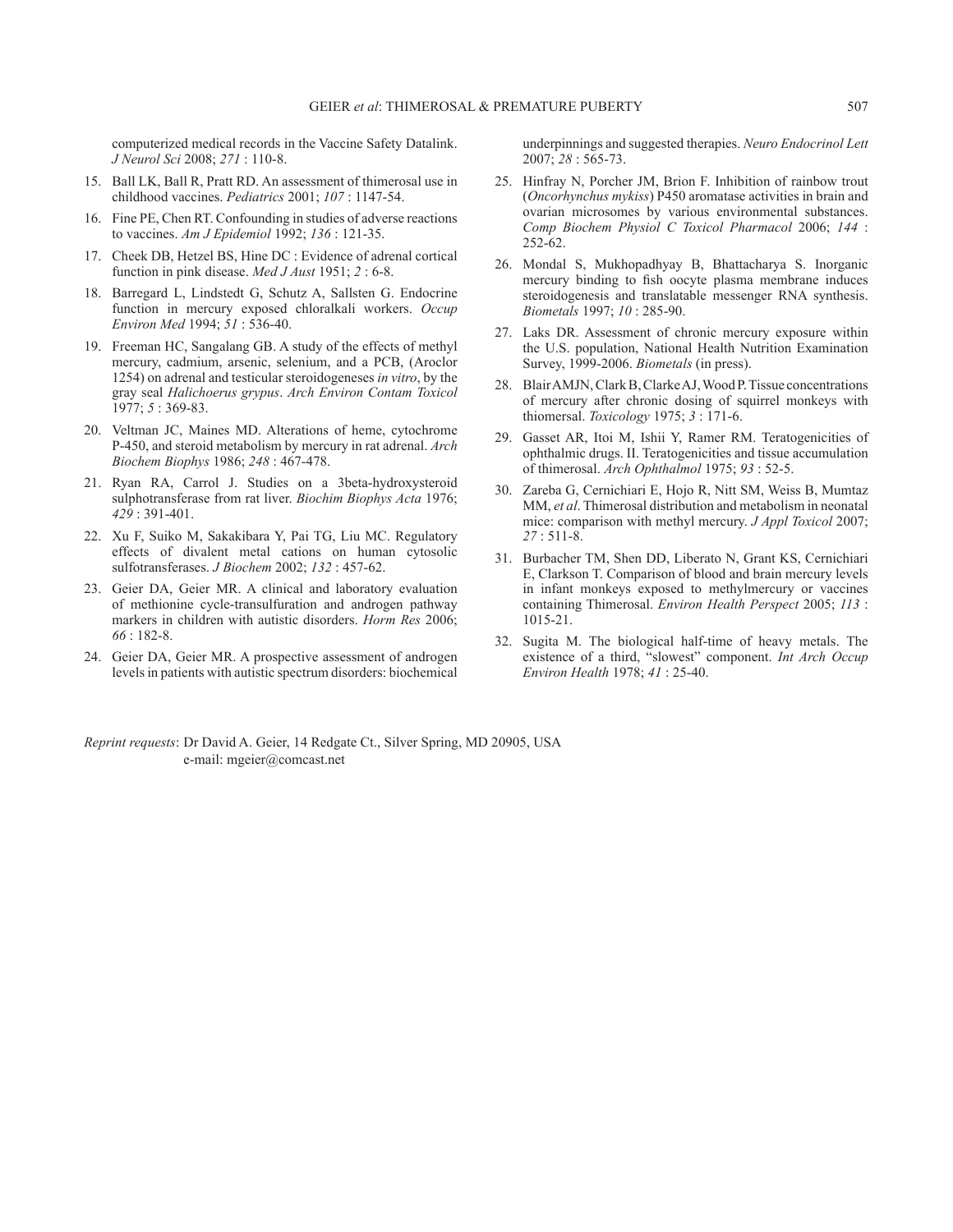computerized medical records in the Vaccine Safety Datalink. *J Neurol Sci* 2008; *271* : 110-8.

15. Ball LK, Ball R, Pratt RD. An assessment of thimerosal use in childhood vaccines. *Pediatrics* 2001; *107* : 1147-54.
16. Fine PE, Chen RT. Confounding in studies of adverse reactions to vaccines. *Am J Epidemiol* 1992; *136* : 121-35.
17. Cheek DB, Hetzel BS, Hine DC : Evidence of adrenal cortical function in pink disease. *Med J Aust* 1951; *2* : 6-8.
18. Barregard L, Lindstedt G, Schutz A, Sallsten G. Endocrine function in mercury exposed chloralkali workers. *Occup Environ Med* 1994; *51* : 536-40.
19. Freeman HC, Sangalang GB. A study of the effects of methyl mercury, cadmium, arsenic, selenium, and a PCB, (Aroclor 1254) on adrenal and testicular steroidogeneses *in vitro*, by the gray seal *Halichoerus grypus*. *Arch Environ Contam Toxicol* 1977; *5* : 369-83.
20. Veltman JC, Maines MD. Alterations of heme, cytochrome P-450, and steroid metabolism by mercury in rat adrenal. *Arch Biochem Biophys* 1986; *248* : 467-478.
21. Ryan RA, Carrol J. Studies on a 3beta-hydroxysteroid sulphotransferase from rat liver. *Biochim Biophys Acta* 1976; *429* : 391-401.
22. Xu F, Suiko M, Sakakibara Y, Pai TG, Liu MC. Regulatory effects of divalent metal cations on human cytosolic sulfotransferases. *J Biochem* 2002; *132* : 457-62.
23. Geier DA, Geier MR. A clinical and laboratory evaluation of methionine cycle-transulfuration and androgen pathway markers in children with autistic disorders. *Horm Res* 2006; *66* : 182-8.
24. Geier DA, Geier MR. A prospective assessment of androgen levels in patients with autistic spectrum disorders: biochemical underpinnings and suggested therapies. *Neuro Endocrinol Lett* 2007; *28* : 565-73.
25. Hinfray N, Porcher JM, Brion F. Inhibition of rainbow trout (*Oncorhynchus mykiss*) P450 aromatase activities in brain and ovarian microsomes by various environmental substances. *Comp Biochem Physiol C Toxicol Pharmacol* 2006; *144* : 252-62.
26. Mondal S, Mukhopadhyay B, Bhattacharya S. Inorganic mercury binding to fish oocyte plasma membrane induces steroidogenesis and translatable messenger RNA synthesis. *Biometals* 1997; *10* : 285-90.
27. Laks DR. Assessment of chronic mercury exposure within the U.S. population, National Health Nutrition Examination Survey, 1999-2006. *Biometals* (in press).
28. Blair AMJN, Clark B, Clarke AJ, Wood P. Tissue concentrations of mercury after chronic dosing of squirrel monkeys with thiomersal. *Toxicology* 1975; *3* : 171-6.
29. Gasset AR, Itoi M, Ishii Y, Ramer RM. Teratogenicities of ophthalmic drugs. II. Teratogenicities and tissue accumulation of thimerosal. *Arch Ophthalmol* 1975; *93* : 52-5.
30. Zareba G, Cernichiari E, Hojo R, Nitt SM, Weiss B, Mumtaz MM, *et al*. Thimerosal distribution and metabolism in neonatal mice: comparison with methyl mercury. *J Appl Toxicol* 2007; *27* : 511-8.
31. Burbacher TM, Shen DD, Liberato N, Grant KS, Cernichiari E, Clarkson T. Comparison of blood and brain mercury levels in infant monkeys exposed to methylmercury or vaccines containing Thimerosal. *Environ Health Perspect* 2005; *113* : 1015-21.
32. Sugita M. The biological half-time of heavy metals. The existence of a third, "slowest" component. *Int Arch Occup Environ Health* 1978; *41* : 25-40.

*Reprint requests*: Dr David A. Geier, 14 Redgate Ct., Silver Spring, MD 20905, USA
e-mail: mgeier@comcast.net